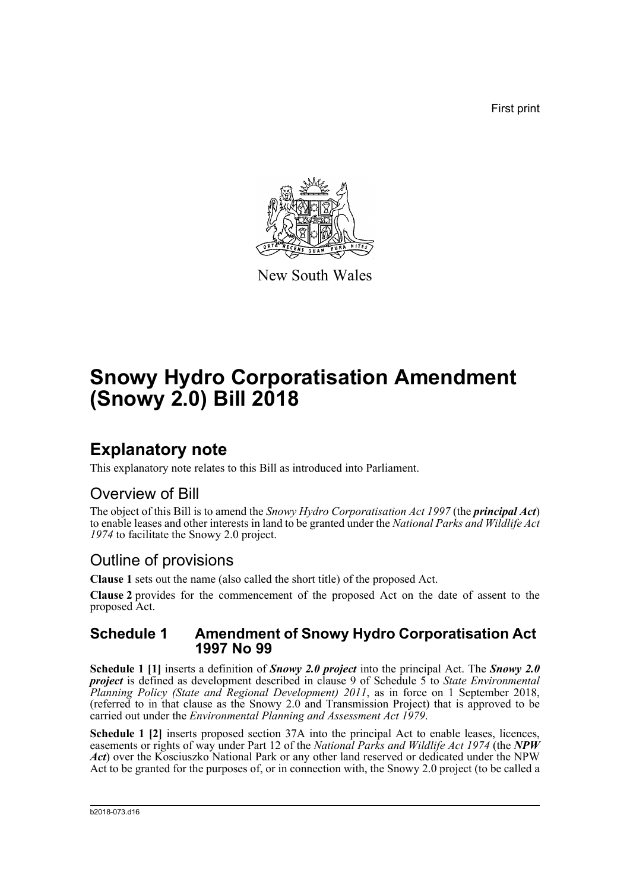First print

New South Wales

# Snowy Hydro Corporatisation Amendment (Snowy 2.0) Bill 2018

## Explanatory note

This explanatory note relates to this Bill as introduced into Parliament.

### Overview of Bill

The object of this Bill is to amend the *Snowy Hydro Corporatisation Act 1997* (the ***principal Act***) to enable leases and other interests in land to be granted under the *National Parks and Wildlife Act 1974* to facilitate the Snowy 2.0 project.

### Outline of provisions

**Clause 1** sets out the name (also called the short title) of the proposed Act.

**Clause 2** provides for the commencement of the proposed Act on the date of assent to the proposed Act.

### Schedule 1 Amendment of Snowy Hydro Corporatisation Act 1997 No 99

**Schedule 1 [1]** inserts a definition of ***Snowy 2.0 project*** into the principal Act. The ***Snowy 2.0 project*** is defined as development described in clause 9 of Schedule 5 to *State Environmental Planning Policy (State and Regional Development) 2011*, as in force on 1 September 2018, (referred to in that clause as the Snowy 2.0 and Transmission Project) that is approved to be carried out under the *Environmental Planning and Assessment Act 1979*.

**Schedule 1 [2]** inserts proposed section 37A into the principal Act to enable leases, licences, easements or rights of way under Part 12 of the *National Parks and Wildlife Act 1974* (the ***NPW Act***) over the Kosciuszko National Park or any other land reserved or dedicated under the NPW Act to be granted for the purposes of, or in connection with, the Snowy 2.0 project (to be called a

b2018-073.d16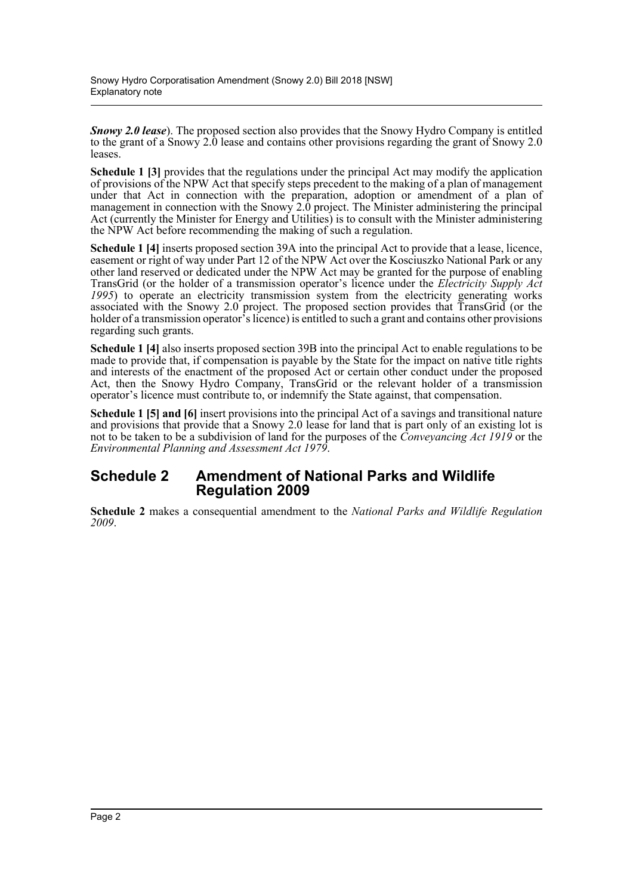***Snowy 2.0 lease***). The proposed section also provides that the Snowy Hydro Company is entitled to the grant of a Snowy 2.0 lease and contains other provisions regarding the grant of Snowy 2.0 leases.

**Schedule 1 [3]** provides that the regulations under the principal Act may modify the application of provisions of the NPW Act that specify steps precedent to the making of a plan of management under that Act in connection with the preparation, adoption or amendment of a plan of management in connection with the Snowy 2.0 project. The Minister administering the principal Act (currently the Minister for Energy and Utilities) is to consult with the Minister administering the NPW Act before recommending the making of such a regulation.

**Schedule 1 [4]** inserts proposed section 39A into the principal Act to provide that a lease, licence, easement or right of way under Part 12 of the NPW Act over the Kosciuszko National Park or any other land reserved or dedicated under the NPW Act may be granted for the purpose of enabling TransGrid (or the holder of a transmission operator's licence under the *Electricity Supply Act 1995*) to operate an electricity transmission system from the electricity generating works associated with the Snowy 2.0 project. The proposed section provides that TransGrid (or the holder of a transmission operator's licence) is entitled to such a grant and contains other provisions regarding such grants.

**Schedule 1 [4]** also inserts proposed section 39B into the principal Act to enable regulations to be made to provide that, if compensation is payable by the State for the impact on native title rights and interests of the enactment of the proposed Act or certain other conduct under the proposed Act, then the Snowy Hydro Company, TransGrid or the relevant holder of a transmission operator's licence must contribute to, or indemnify the State against, that compensation.

**Schedule 1 [5] and [6]** insert provisions into the principal Act of a savings and transitional nature and provisions that provide that a Snowy 2.0 lease for land that is part only of an existing lot is not to be taken to be a subdivision of land for the purposes of the *Conveyancing Act 1919* or the *Environmental Planning and Assessment Act 1979*.

## Schedule 2 Amendment of National Parks and Wildlife Regulation 2009

**Schedule 2** makes a consequential amendment to the *National Parks and Wildlife Regulation 2009*.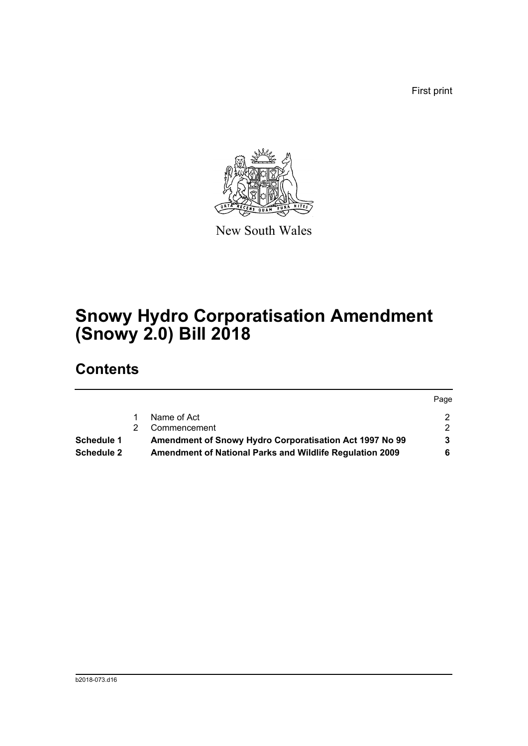First print

New South Wales

# Snowy Hydro Corporatisation Amendment (Snowy 2.0) Bill 2018

## Contents

| | | | Page |
|---|---|---|---|
| | 1 | Name of Act | 2 |
| | 2 | Commencement | 2 |
| **Schedule 1** | | **Amendment of Snowy Hydro Corporatisation Act 1997 No 99** | **3** |
| **Schedule 2** | | **Amendment of National Parks and Wildlife Regulation 2009** | **6** |

b2018-073.d16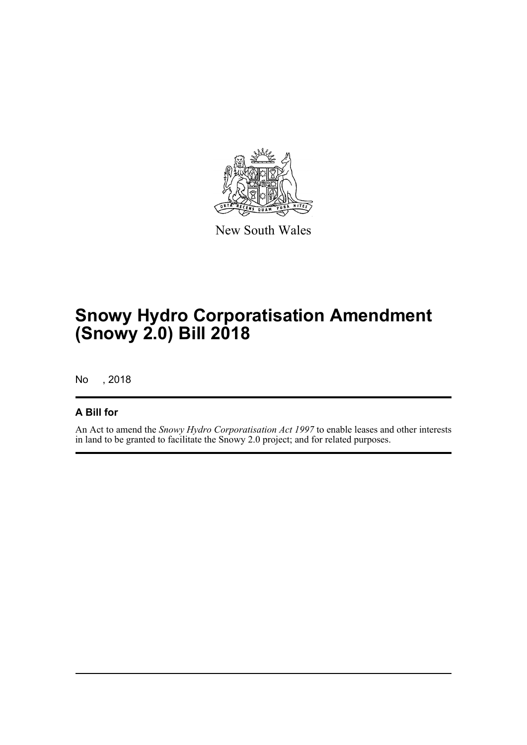New South Wales

# Snowy Hydro Corporatisation Amendment (Snowy 2.0) Bill 2018

No , 2018

## A Bill for

An Act to amend the *Snowy Hydro Corporatisation Act 1997* to enable leases and other interests in land to be granted to facilitate the Snowy 2.0 project; and for related purposes.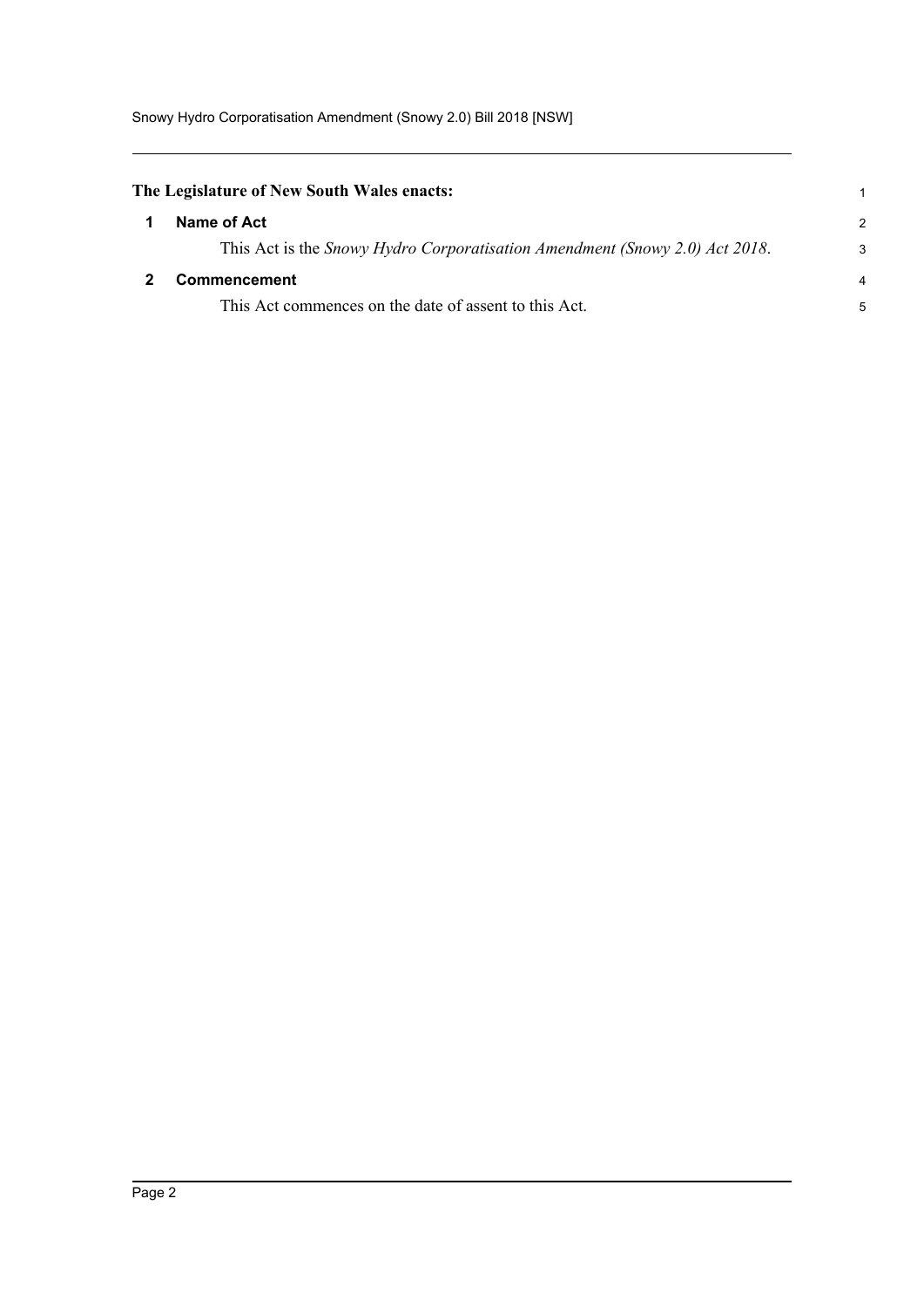**The Legislature of New South Wales enacts:**

## 1 Name of Act

This Act is the *Snowy Hydro Corporatisation Amendment (Snowy 2.0) Act 2018*.

## 2 Commencement

This Act commences on the date of assent to this Act.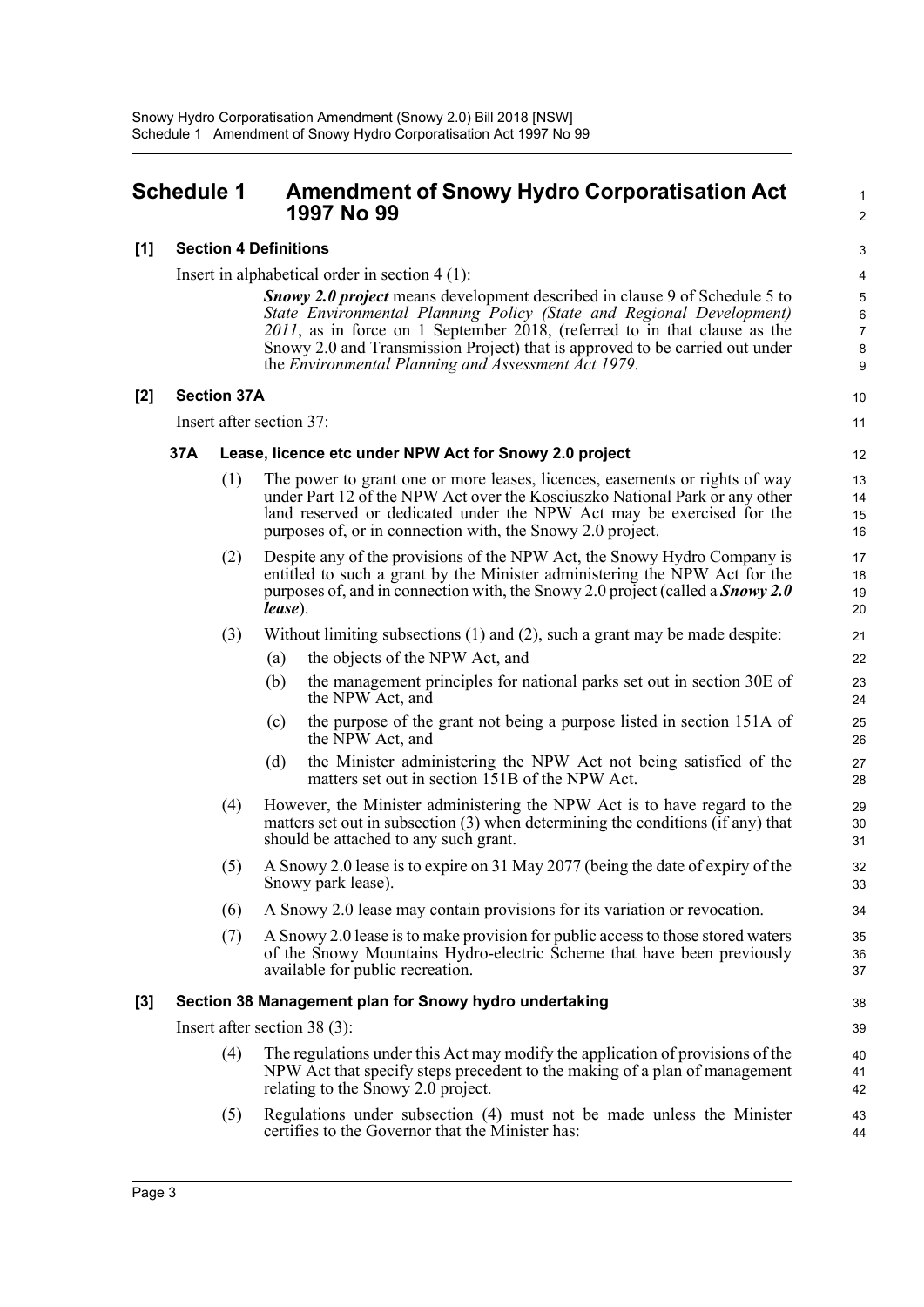## Schedule 1 Amendment of Snowy Hydro Corporatisation Act 1997 No 99

### [1] Section 4 Definitions

Insert in alphabetical order in section 4 (1):

> ***Snowy 2.0 project*** means development described in clause 9 of Schedule 5 to *State Environmental Planning Policy (State and Regional Development) 2011*, as in force on 1 September 2018, (referred to in that clause as the Snowy 2.0 and Transmission Project) that is approved to be carried out under the *Environmental Planning and Assessment Act 1979*.

### [2] Section 37A

Insert after section 37:

#### 37A Lease, licence etc under NPW Act for Snowy 2.0 project

(1) The power to grant one or more leases, licences, easements or rights of way under Part 12 of the NPW Act over the Kosciuszko National Park or any other land reserved or dedicated under the NPW Act may be exercised for the purposes of, or in connection with, the Snowy 2.0 project.

(2) Despite any of the provisions of the NPW Act, the Snowy Hydro Company is entitled to such a grant by the Minister administering the NPW Act for the purposes of, and in connection with, the Snowy 2.0 project (called a ***Snowy 2.0 lease***).

(3) Without limiting subsections (1) and (2), such a grant may be made despite:

(a) the objects of the NPW Act, and

(b) the management principles for national parks set out in section 30E of the NPW Act, and

(c) the purpose of the grant not being a purpose listed in section 151A of the NPW Act, and

(d) the Minister administering the NPW Act not being satisfied of the matters set out in section 151B of the NPW Act.

(4) However, the Minister administering the NPW Act is to have regard to the matters set out in subsection (3) when determining the conditions (if any) that should be attached to any such grant.

(5) A Snowy 2.0 lease is to expire on 31 May 2077 (being the date of expiry of the Snowy park lease).

(6) A Snowy 2.0 lease may contain provisions for its variation or revocation.

(7) A Snowy 2.0 lease is to make provision for public access to those stored waters of the Snowy Mountains Hydro-electric Scheme that have been previously available for public recreation.

### [3] Section 38 Management plan for Snowy hydro undertaking

Insert after section 38 (3):

(4) The regulations under this Act may modify the application of provisions of the NPW Act that specify steps precedent to the making of a plan of management relating to the Snowy 2.0 project.

(5) Regulations under subsection (4) must not be made unless the Minister certifies to the Governor that the Minister has: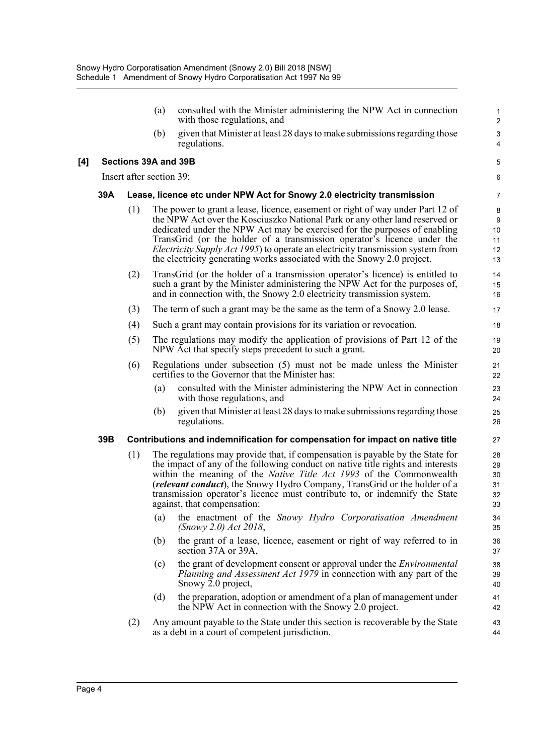(a) consulted with the Minister administering the NPW Act in connection with those regulations, and

(b) given that Minister at least 28 days to make submissions regarding those regulations.

**[4] Sections 39A and 39B**

Insert after section 39:

### 39A Lease, licence etc under NPW Act for Snowy 2.0 electricity transmission

(1) The power to grant a lease, licence, easement or right of way under Part 12 of the NPW Act over the Kosciuszko National Park or any other land reserved or dedicated under the NPW Act may be exercised for the purposes of enabling TransGrid (or the holder of a transmission operator's licence under the *Electricity Supply Act 1995*) to operate an electricity transmission system from the electricity generating works associated with the Snowy 2.0 project.

(2) TransGrid (or the holder of a transmission operator's licence) is entitled to such a grant by the Minister administering the NPW Act for the purposes of, and in connection with, the Snowy 2.0 electricity transmission system.

(3) The term of such a grant may be the same as the term of a Snowy 2.0 lease.

(4) Such a grant may contain provisions for its variation or revocation.

(5) The regulations may modify the application of provisions of Part 12 of the NPW Act that specify steps precedent to such a grant.

(6) Regulations under subsection (5) must not be made unless the Minister certifies to the Governor that the Minister has:

(a) consulted with the Minister administering the NPW Act in connection with those regulations, and

(b) given that Minister at least 28 days to make submissions regarding those regulations.

### 39B Contributions and indemnification for compensation for impact on native title

(1) The regulations may provide that, if compensation is payable by the State for the impact of any of the following conduct on native title rights and interests within the meaning of the *Native Title Act 1993* of the Commonwealth (***relevant conduct***), the Snowy Hydro Company, TransGrid or the holder of a transmission operator's licence must contribute to, or indemnify the State against, that compensation:

(a) the enactment of the *Snowy Hydro Corporatisation Amendment (Snowy 2.0) Act 2018*,

(b) the grant of a lease, licence, easement or right of way referred to in section 37A or 39A,

(c) the grant of development consent or approval under the *Environmental Planning and Assessment Act 1979* in connection with any part of the Snowy 2.0 project,

(d) the preparation, adoption or amendment of a plan of management under the NPW Act in connection with the Snowy 2.0 project.

(2) Any amount payable to the State under this section is recoverable by the State as a debt in a court of competent jurisdiction.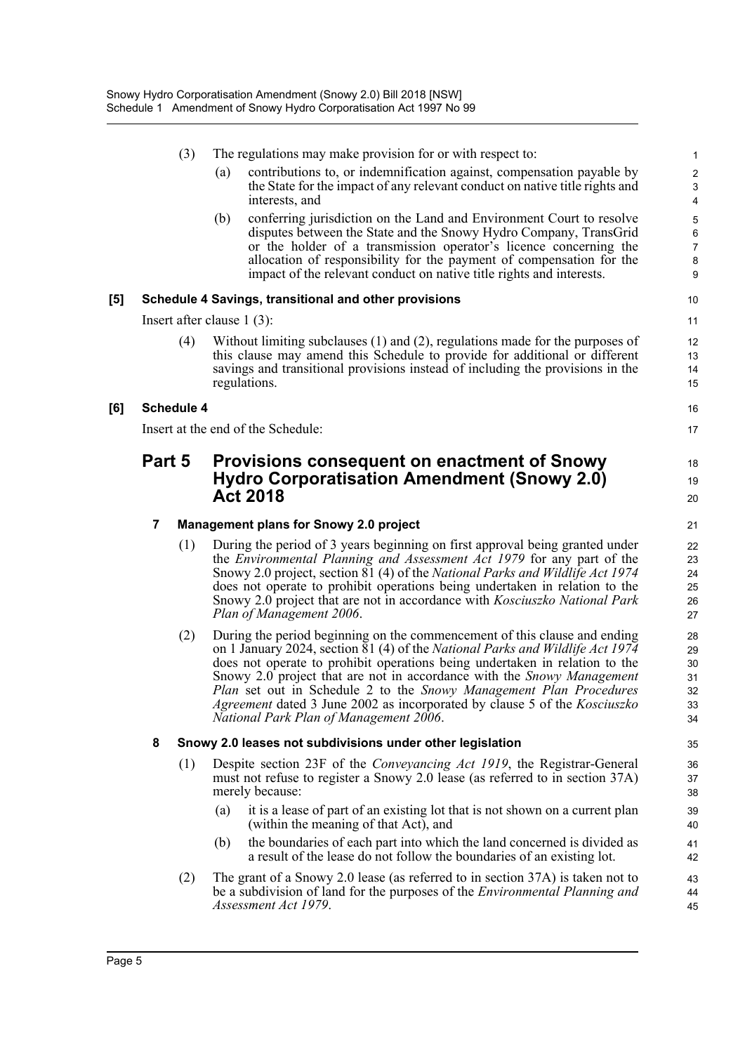(3) The regulations may make provision for or with respect to:

(a) contributions to, or indemnification against, compensation payable by the State for the impact of any relevant conduct on native title rights and interests, and

(b) conferring jurisdiction on the Land and Environment Court to resolve disputes between the State and the Snowy Hydro Company, TransGrid or the holder of a transmission operator's licence concerning the allocation of responsibility for the payment of compensation for the impact of the relevant conduct on native title rights and interests.

**[5] Schedule 4 Savings, transitional and other provisions**

Insert after clause 1 (3):

(4) Without limiting subclauses (1) and (2), regulations made for the purposes of this clause may amend this Schedule to provide for additional or different savings and transitional provisions instead of including the provisions in the regulations.

**[6] Schedule 4**

Insert at the end of the Schedule:

## Part 5 Provisions consequent on enactment of Snowy Hydro Corporatisation Amendment (Snowy 2.0) Act 2018

### 7 Management plans for Snowy 2.0 project

(1) During the period of 3 years beginning on first approval being granted under the *Environmental Planning and Assessment Act 1979* for any part of the Snowy 2.0 project, section 81 (4) of the *National Parks and Wildlife Act 1974* does not operate to prohibit operations being undertaken in relation to the Snowy 2.0 project that are not in accordance with *Kosciuszko National Park Plan of Management 2006*.

(2) During the period beginning on the commencement of this clause and ending on 1 January 2024, section 81 (4) of the *National Parks and Wildlife Act 1974* does not operate to prohibit operations being undertaken in relation to the Snowy 2.0 project that are not in accordance with the *Snowy Management Plan* set out in Schedule 2 to the *Snowy Management Plan Procedures Agreement* dated 3 June 2002 as incorporated by clause 5 of the *Kosciuszko National Park Plan of Management 2006*.

### 8 Snowy 2.0 leases not subdivisions under other legislation

(1) Despite section 23F of the *Conveyancing Act 1919*, the Registrar-General must not refuse to register a Snowy 2.0 lease (as referred to in section 37A) merely because:

(a) it is a lease of part of an existing lot that is not shown on a current plan (within the meaning of that Act), and

(b) the boundaries of each part into which the land concerned is divided as a result of the lease do not follow the boundaries of an existing lot.

(2) The grant of a Snowy 2.0 lease (as referred to in section 37A) is taken not to be a subdivision of land for the purposes of the *Environmental Planning and Assessment Act 1979*.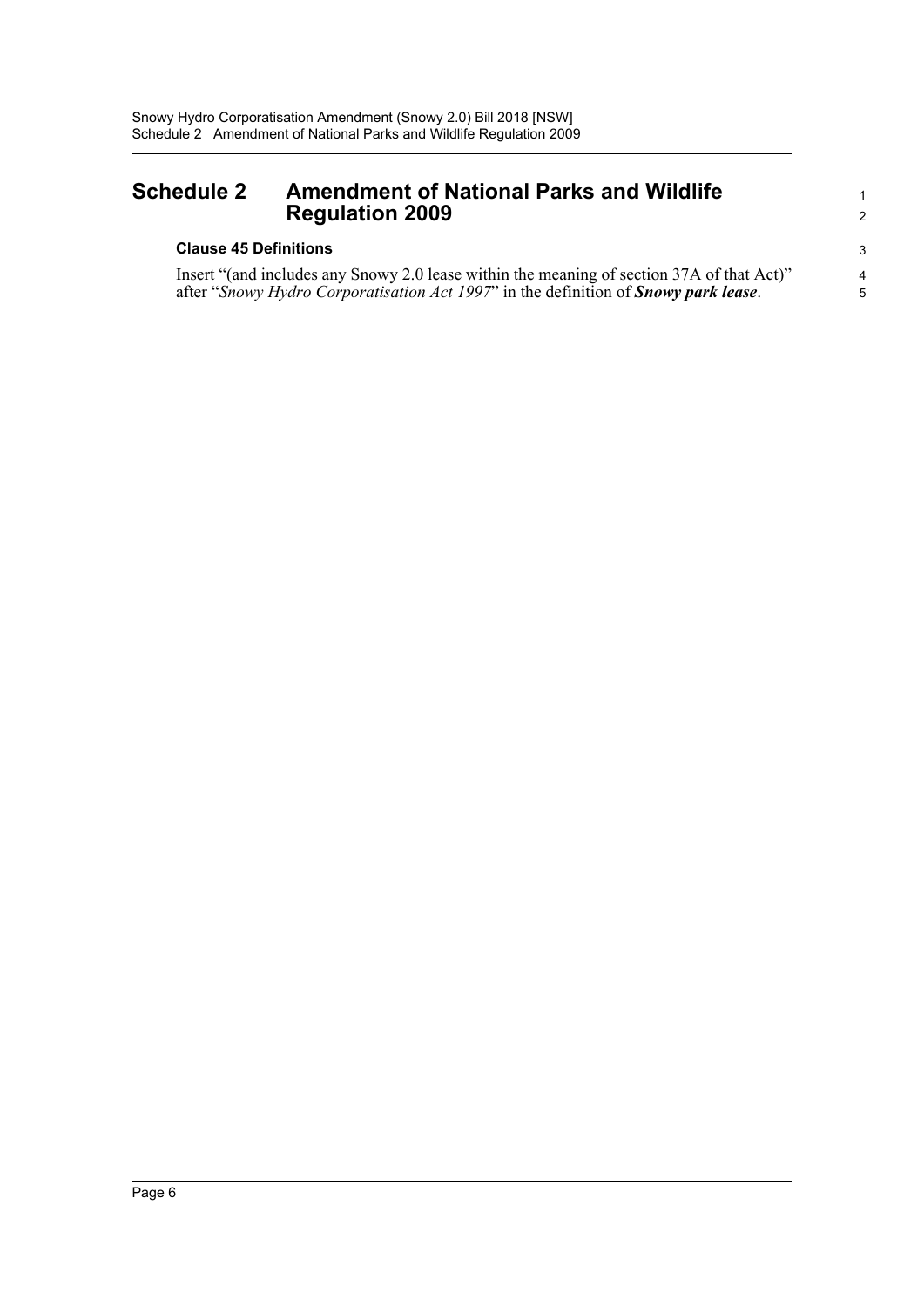# Schedule 2 Amendment of National Parks and Wildlife Regulation 2009

### Clause 45 Definitions

Insert "(and includes any Snowy 2.0 lease within the meaning of section 37A of that Act)" after "*Snowy Hydro Corporatisation Act 1997*" in the definition of ***Snowy park lease***.